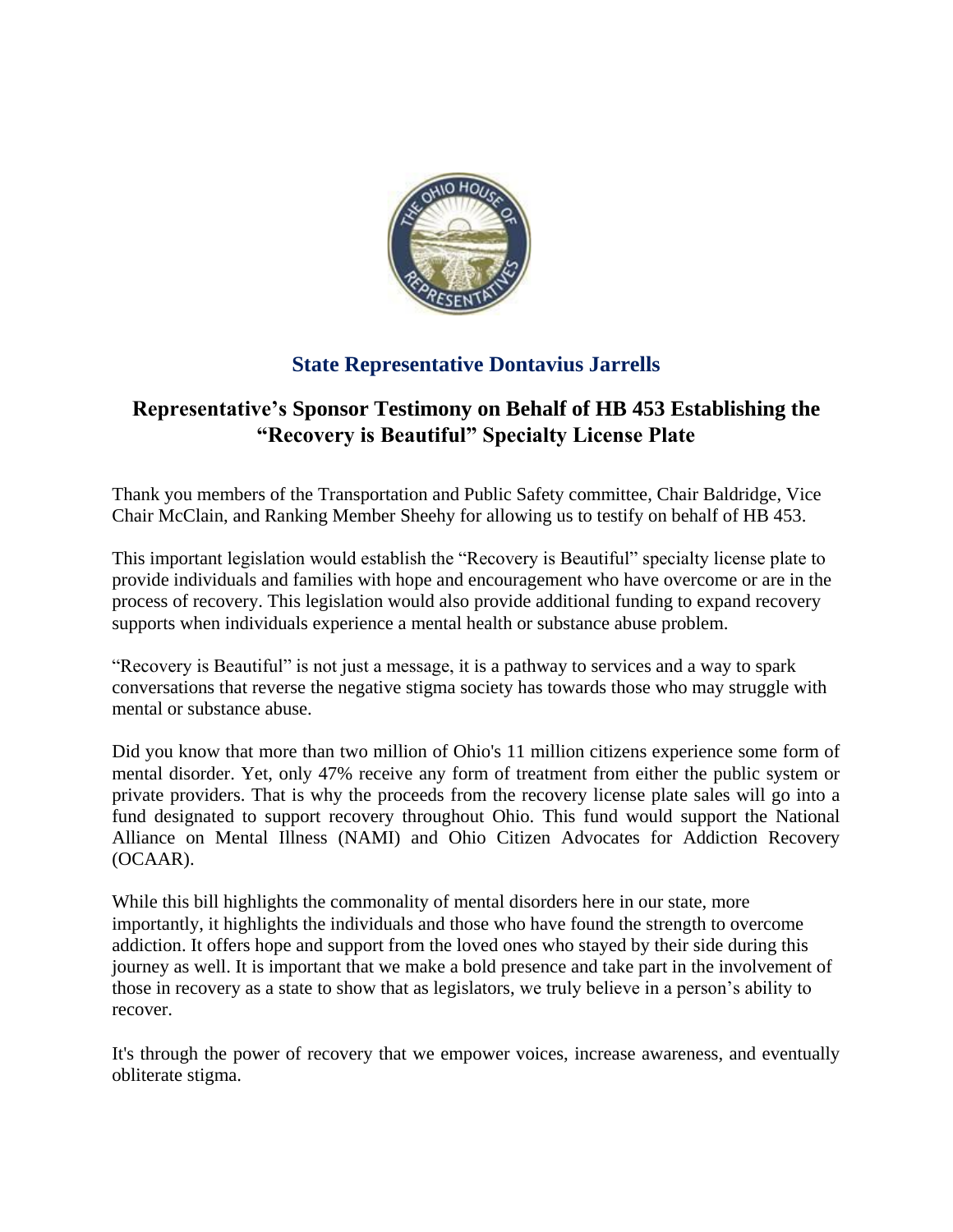## State Representative Dontavius Jarrells

# Representative's Sponsor Testimony on Behalf of HB 453 Establishing the "Recovery is Beautiful" Specialty License Plate

Thank you members of the Transportation and Public Safety committee, Chair Baldridge, Vice Chair McClain, and Ranking Member Sheehy for allowing us to testify on behalf of HB 453.

This important legislation would establish the "Recovery is Beautiful" specialty license plate to provide individuals and families with hope and encouragement who have overcome or are in the process of recovery. This legislation would also provide additional funding to expand recovery supports when individuals experience a mental health or substance abuse problem.

"Recovery is Beautiful" is not just a message, it is a pathway to services and a way to spark conversations that reverse the negative stigma society has towards those who may struggle with mental or substance abuse.

Did you know that more than two million of Ohio's 11 million citizens experience some form of mental disorder. Yet, only 47% receive any form of treatment from either the public system or private providers. That is why the proceeds from the recovery license plate sales will go into a fund designated to support recovery throughout Ohio. This fund would support the National Alliance on Mental Illness (NAMI) and Ohio Citizen Advocates for Addiction Recovery (OCAAR).

While this bill highlights the commonality of mental disorders here in our state, more importantly, it highlights the individuals and those who have found the strength to overcome addiction. It offers hope and support from the loved ones who stayed by their side during this journey as well. It is important that we make a bold presence and take part in the involvement of those in recovery as a state to show that as legislators, we truly believe in a person's ability to recover.

It's through the power of recovery that we empower voices, increase awareness, and eventually obliterate stigma.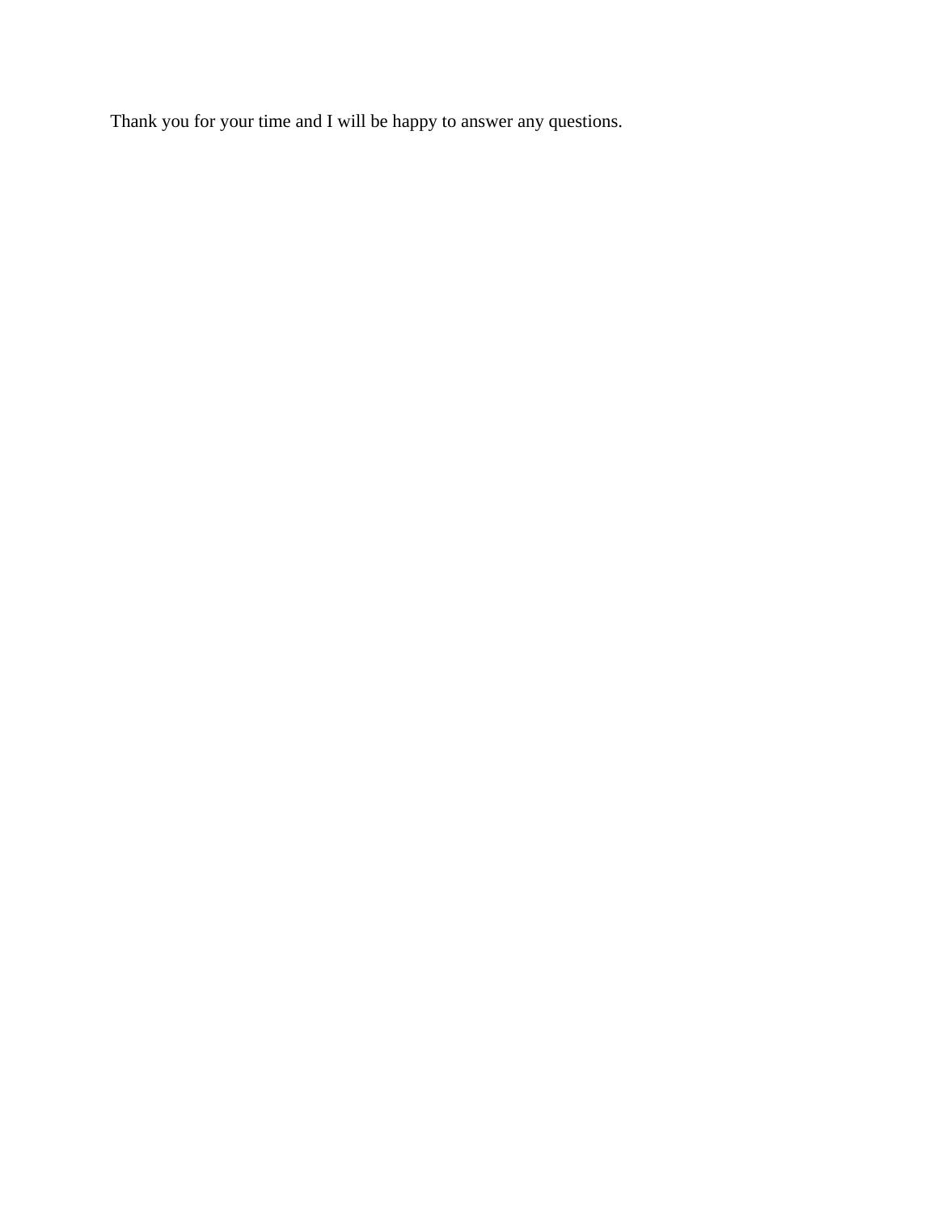Thank you for your time and I will be happy to answer any questions.